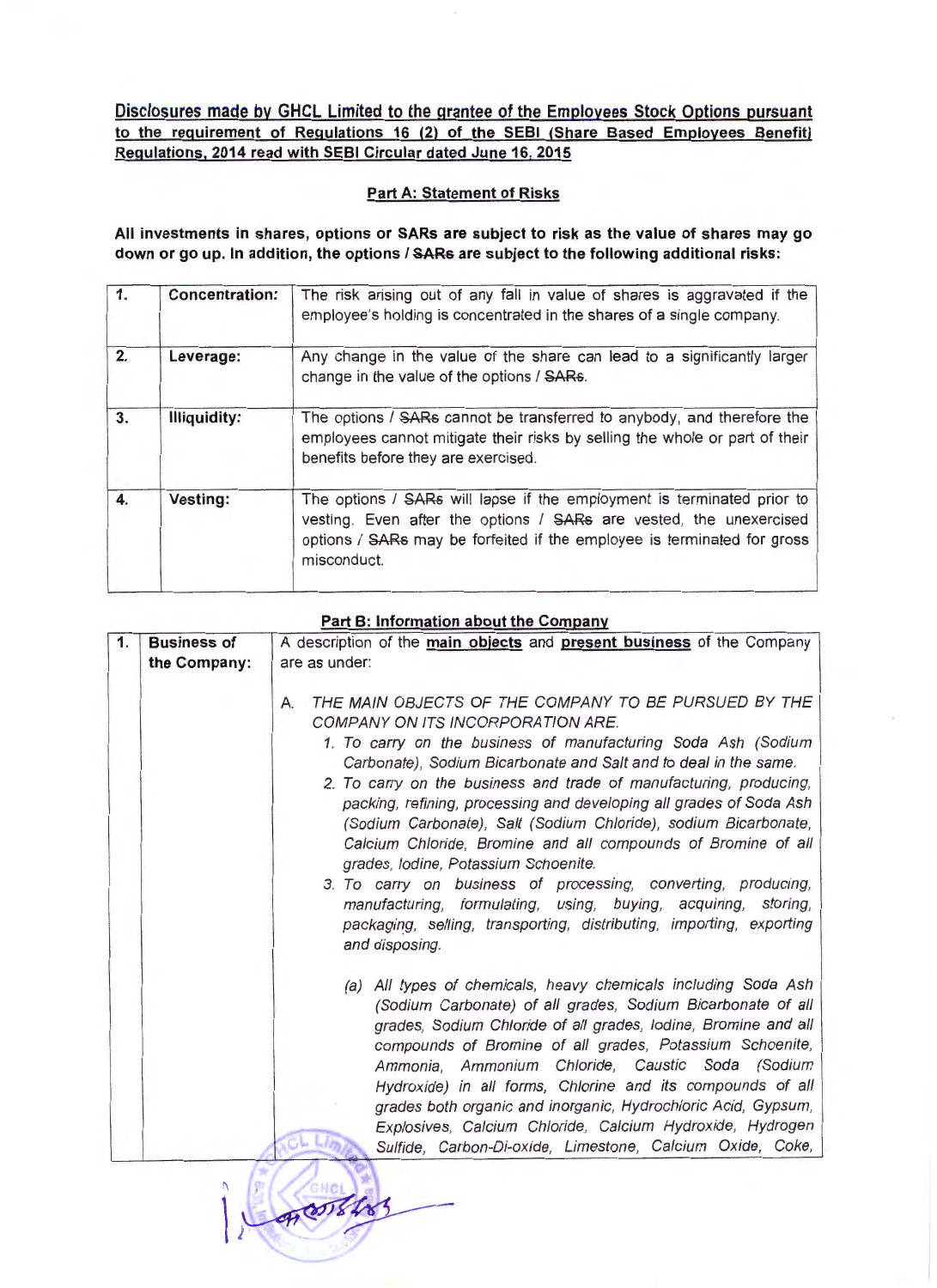**Disclosures made by GHCL Limited to the grantee of the Employees Stock Options pursuant to the requirement of Regulations 16 (2) of the SEBI (Share Based Employees Benefit) Regulations, 2014 read with SEBI Circular dated June 16, 2015**

## Part A: Statement of Risks

**All investments in shares, options or SARs are subject to risk as the value of shares may go down or go up. In addition, the options / ~~SARs~~ are subject to the following additional risks:**

| | | |
|---|---|---|
| **1.** | **Concentration:** | The risk arising out of any fall in value of shares is aggravated if the employee's holding is concentrated in the shares of a single company. |
| **2.** | **Leverage:** | Any change in the value of the share can lead to a significantly larger change in the value of the options / ~~SARs~~. |
| **3.** | **Illiquidity:** | The options / ~~SARs~~ cannot be transferred to anybody, and therefore the employees cannot mitigate their risks by selling the whole or part of their benefits before they are exercised. |
| **4.** | **Vesting:** | The options / ~~SARs~~ will lapse if the employment is terminated prior to vesting. Even after the options / ~~SARs~~ are vested, the unexercised options / ~~SARs~~ may be forfeited if the employee is terminated for gross misconduct. |

## Part B: Information about the Company

| | | |
|---|---|---|
| **1.** | **Business of the Company:** | A description of the **main objects** and **present business** of the Company are as under:<br><br>A. *THE MAIN OBJECTS OF THE COMPANY TO BE PURSUED BY THE COMPANY ON ITS INCORPORATION ARE.*<br>*1. To carry on the business of manufacturing Soda Ash (Sodium Carbonate), Sodium Bicarbonate and Salt and to deal in the same.*<br>*2. To carry on the business and trade of manufacturing, producing, packing, refining, processing and developing all grades of Soda Ash (Sodium Carbonate), Salt (Sodium Chloride), sodium Bicarbonate, Calcium Chloride, Bromine and all compounds of Bromine of all grades, Iodine, Potassium Schoenite.*<br>*3. To carry on business of processing, converting, producing, manufacturing, formulating, using, buying, acquiring, storing, packaging, selling, transporting, distributing, importing, exporting and disposing.*<br><br>*(a) All types of chemicals, heavy chemicals including Soda Ash (Sodium Carbonate) of all grades, Sodium Bicarbonate of all grades, Sodium Chloride of all grades, Iodine, Bromine and all compounds of Bromine of all grades, Potassium Schoenite, Ammonia, Ammonium Chloride, Caustic Soda (Sodium Hydroxide) in all forms, Chlorine and its compounds of all grades both organic and inorganic, Hydrochloric Acid, Gypsum, Explosives, Calcium Chloride, Calcium Hydroxide, Hydrogen Sulfide, Carbon-Di-oxide, Limestone, Calcium Oxide, Coke,* |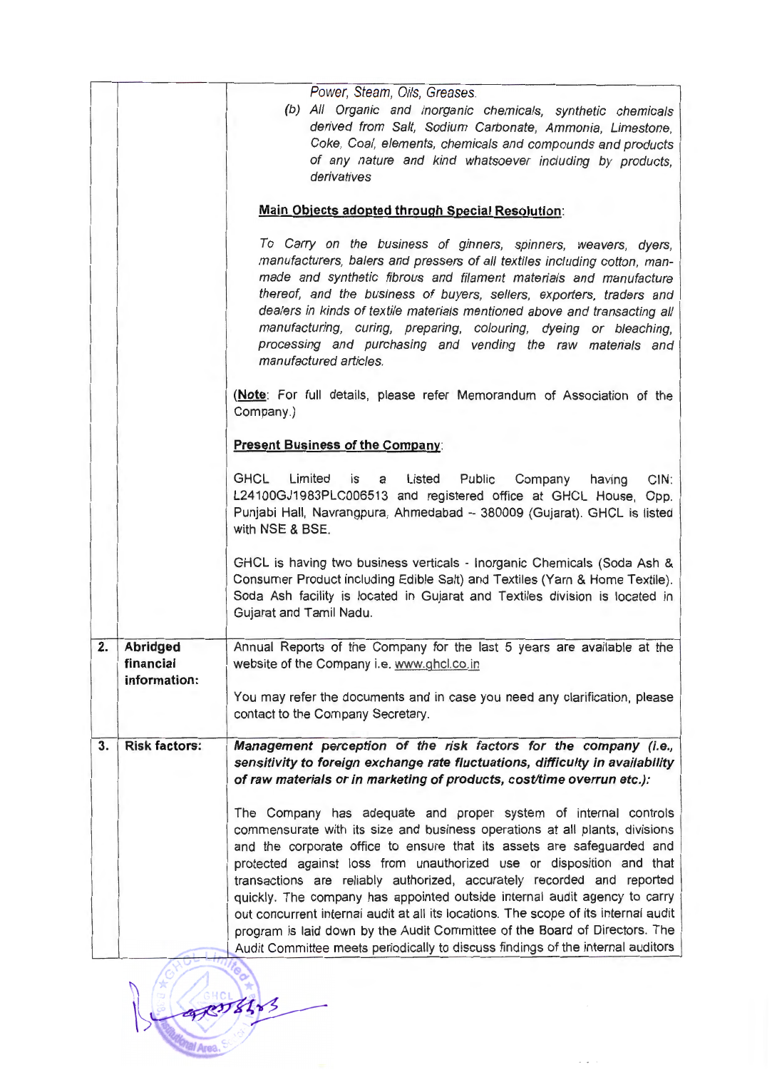| | | |
|---|---|---|
| | | *Power, Steam, Oils, Greases.*<br>*(b) All Organic and inorganic chemicals, synthetic chemicals derived from Salt, Sodium Carbonate, Ammonia, Limestone, Coke, Coal, elements, chemicals and compounds and products of any nature and kind whatsoever including by products, derivatives*<br><br>**Main Objects adopted through Special Resolution:**<br><br>*To Carry on the business of ginners, spinners, weavers, dyers, manufacturers, balers and pressers of all textiles including cotton, man-made and synthetic fibrous and filament materials and manufacture thereof, and the business of buyers, sellers, exporters, traders and dealers in kinds of textile materials mentioned above and transacting all manufacturing, curing, preparing, colouring, dyeing or bleaching, processing and purchasing and vending the raw materials and manufactured articles.*<br><br>(**Note**: For full details, please refer Memorandum of Association of the Company.)<br><br>**Present Business of the Company:**<br><br>GHCL Limited is a Listed Public Company having CIN: L24100GJ1983PLC006513 and registered office at GHCL House, Opp. Punjabi Hall, Navrangpura, Ahmedabad – 380009 (Gujarat). GHCL is listed with NSE & BSE.<br><br>GHCL is having two business verticals - Inorganic Chemicals (Soda Ash & Consumer Product including Edible Salt) and Textiles (Yarn & Home Textile). Soda Ash facility is located in Gujarat and Textiles division is located in Gujarat and Tamil Nadu. |
| **2.** | **Abridged financial information:** | Annual Reports of the Company for the last 5 years are available at the website of the Company i.e. www.ghcl.co.in<br><br>You may refer the documents and in case you need any clarification, please contact to the Company Secretary. |
| **3.** | **Risk factors:** | ***Management perception of the risk factors for the company (i.e., sensitivity to foreign exchange rate fluctuations, difficulty in availability of raw materials or in marketing of products, cost/time overrun etc.):***<br><br>The Company has adequate and proper system of internal controls commensurate with its size and business operations at all plants, divisions and the corporate office to ensure that its assets are safeguarded and protected against loss from unauthorized use or disposition and that transactions are reliably authorized, accurately recorded and reported quickly. The company has appointed outside internal audit agency to carry out concurrent internal audit at all its locations. The scope of its internal audit program is laid down by the Audit Committee of the Board of Directors. The Audit Committee meets periodically to discuss findings of the internal auditors |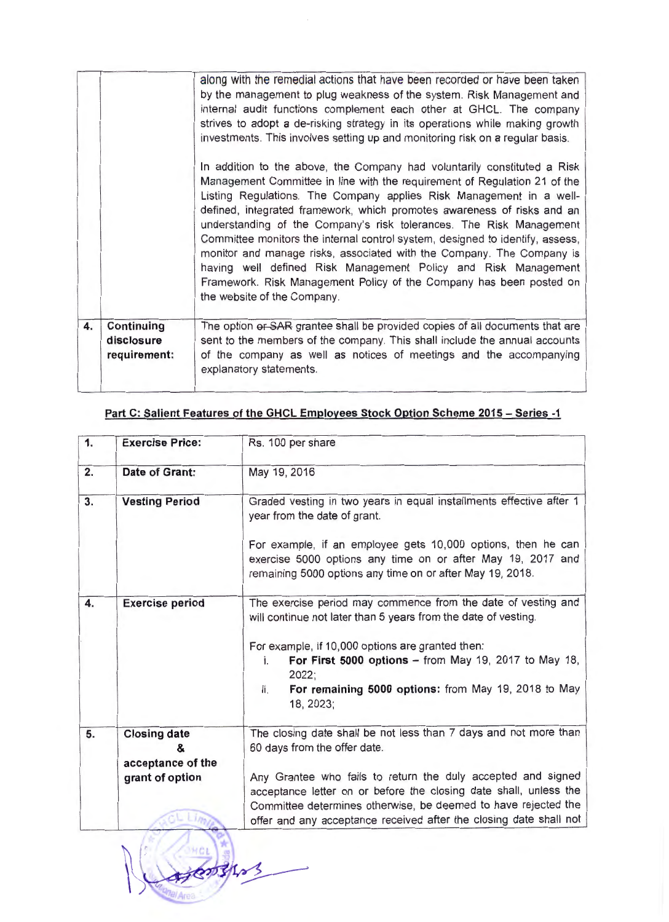| | | |
|---|---|---|
| | | along with the remedial actions that have been recorded or have been taken by the management to plug weakness of the system. Risk Management and internal audit functions complement each other at GHCL. The company strives to adopt a de-risking strategy in its operations while making growth investments. This involves setting up and monitoring risk on a regular basis.<br><br>In addition to the above, the Company had voluntarily constituted a Risk Management Committee in line with the requirement of Regulation 21 of the Listing Regulations. The Company applies Risk Management in a well-defined, integrated framework, which promotes awareness of risks and an understanding of the Company's risk tolerances. The Risk Management Committee monitors the internal control system, designed to identify, assess, monitor and manage risks, associated with the Company. The Company is having well defined Risk Management Policy and Risk Management Framework. Risk Management Policy of the Company has been posted on the website of the Company. |
| **4.** | **Continuing disclosure requirement:** | The option ~~or SAR~~ grantee shall be provided copies of all documents that are sent to the members of the company. This shall include the annual accounts of the company as well as notices of meetings and the accompanying explanatory statements. |

**Part C: Salient Features of the GHCL Employees Stock Option Scheme 2015 – Series -1**

| | | |
|---|---|---|
| **1.** | **Exercise Price:** | Rs. 100 per share |
| **2.** | **Date of Grant:** | May 19, 2016 |
| **3.** | **Vesting Period** | Graded vesting in two years in equal installments effective after 1 year from the date of grant.<br><br>For example, if an employee gets 10,000 options, then he can exercise 5000 options any time on or after May 19, 2017 and remaining 5000 options any time on or after May 19, 2018. |
| **4.** | **Exercise period** | The exercise period may commence from the date of vesting and will continue not later than 5 years from the date of vesting.<br><br>For example, if 10,000 options are granted then:<br>i. **For First 5000 options –** from May 19, 2017 to May 18, 2022;<br>ii. **For remaining 5000 options:** from May 19, 2018 to May 18, 2023; |
| **5.** | **Closing date & acceptance of the grant of option** | The closing date shall be not less than 7 days and not more than 60 days from the offer date.<br><br>Any Grantee who fails to return the duly accepted and signed acceptance letter on or before the closing date shall, unless the Committee determines otherwise, be deemed to have rejected the offer and any acceptance received after the closing date shall not |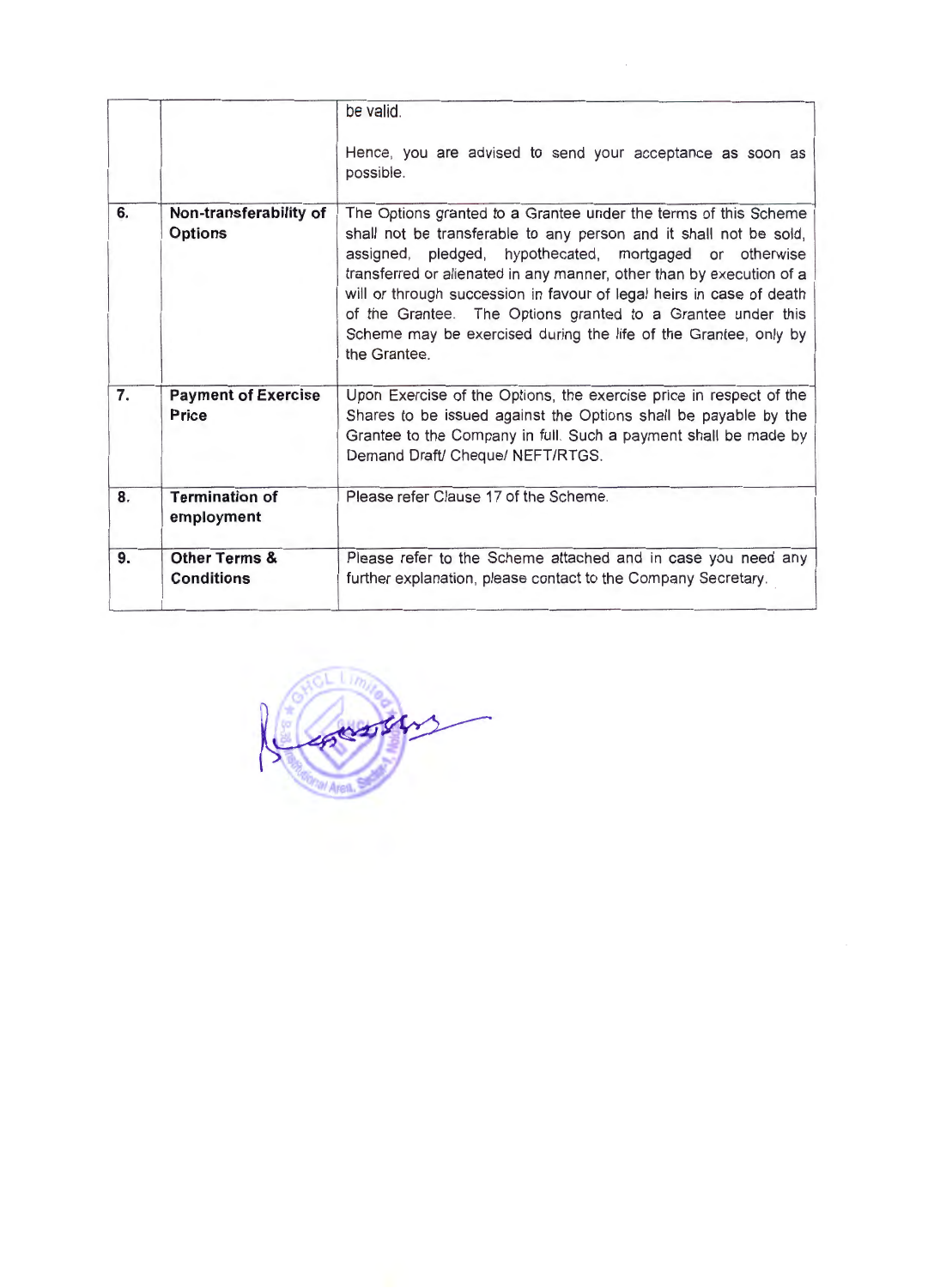| | | |
|---|---|---|
| | | be valid.<br><br>Hence, you are advised to send your acceptance as soon as possible. |
| 6. | **Non-transferability of Options** | The Options granted to a Grantee under the terms of this Scheme shall not be transferable to any person and it shall not be sold, assigned, pledged, hypothecated, mortgaged or otherwise transferred or alienated in any manner, other than by execution of a will or through succession in favour of legal heirs in case of death of the Grantee. The Options granted to a Grantee under this Scheme may be exercised during the life of the Grantee, only by the Grantee. |
| 7. | **Payment of Exercise Price** | Upon Exercise of the Options, the exercise price in respect of the Shares to be issued against the Options shall be payable by the Grantee to the Company in full. Such a payment shall be made by Demand Draft/ Cheque/ NEFT/RTGS. |
| 8. | **Termination of employment** | Please refer Clause 17 of the Scheme. |
| 9. | **Other Terms & Conditions** | Please refer to the Scheme attached and in case you need any further explanation, please contact to the Company Secretary. |